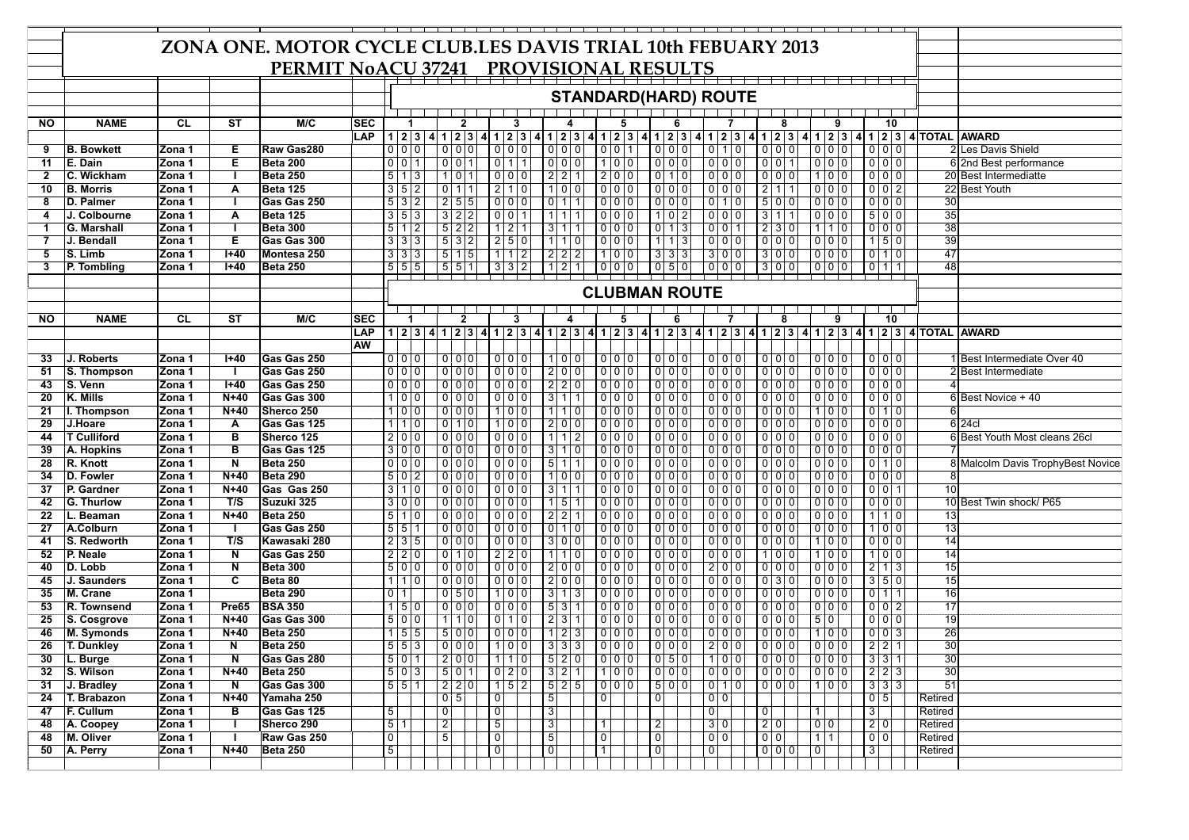# ZONA ONE. MOTOR CYCLE CLUB.LES DAVIS TRIAL 10th FEBUARY 2013

## PERMIT NoACU 37241 PROVISIONAL RESULTS

### STANDARD(HARD) ROUTE

| NO | NAME | CL | ST | M/C | SEC | 1 | 2 | 3 | 4 | 5 | 6 | 7 | 8 | 9 | 10 | TOTAL | AWARD |
|---|---|---|---|---|---|---|---|---|---|---|---|---|---|---|---|---|---|
| | | | | | LAP | 1 2 3 4 | 1 2 3 4 | 1 2 3 4 | 1 2 3 4 | 1 2 3 4 | 1 2 3 4 | 1 2 3 4 | 1 2 3 4 | 1 2 3 4 | 1 2 3 4 | | |
| 9 | B. Bowkett | Zona 1 | E | Raw Gas280 | | 0 0 0 | 0 0 0 | 0 0 0 | 0 0 0 | 0 0 1 | 0 0 0 | 0 1 0 | 0 0 0 | 0 0 0 | 0 0 0 | 2 | Les Davis Shield |
| 11 | E. Dain | Zona 1 | E | Beta 200 | | 0 0 1 | 0 0 1 | 0 1 1 | 0 0 0 | 1 0 0 | 0 0 0 | 0 0 0 | 0 0 1 | 0 0 0 | 0 0 0 | 6 | 2nd Best performance |
| 2 | C. Wickham | Zona 1 | I | Beta 250 | | 5 1 3 | 1 0 1 | 0 0 0 | 2 2 1 | 2 0 0 | 0 1 0 | 0 0 0 | 0 0 0 | 1 0 0 | 0 0 0 | 20 | Best Intermediatte |
| 10 | B. Morris | Zona 1 | A | Beta 125 | | 3 5 2 | 0 1 1 | 2 1 0 | 1 0 0 | 0 0 0 | 0 0 0 | 0 0 0 | 2 1 1 | 0 0 0 | 0 0 2 | 22 | Best Youth |
| 8 | D. Palmer | Zona 1 | I | Gas Gas 250 | | 5 3 2 | 2 5 5 | 0 0 0 | 0 1 1 | 0 0 0 | 0 0 0 | 0 1 0 | 5 0 0 | 0 0 0 | 0 0 0 | 30 | |
| 4 | J. Colbourne | Zona 1 | A | Beta 125 | | 3 5 3 | 3 2 2 | 0 0 1 | 1 1 1 | 0 0 0 | 1 0 2 | 0 0 0 | 3 1 1 | 0 0 0 | 5 0 0 | 35 | |
| 1 | G. Marshall | Zona 1 | I | Beta 300 | | 5 1 2 | 5 2 2 | 1 2 1 | 3 1 1 | 0 0 0 | 0 1 3 | 0 0 1 | 2 3 0 | 1 1 0 | 0 0 0 | 38 | |
| 7 | J. Bendall | Zona 1 | E | Gas Gas 300 | | 3 3 3 | 5 3 2 | 2 5 0 | 1 1 0 | 0 0 0 | 1 1 3 | 0 0 0 | 0 0 0 | 0 0 0 | 1 5 0 | 39 | |
| 5 | S. Limb | Zona 1 | I+40 | Montesa 250 | | 3 3 3 | 5 1 5 | 1 1 2 | 2 2 2 | 1 0 0 | 3 3 3 | 3 0 0 | 3 0 0 | 0 0 0 | 0 1 0 | 47 | |
| 3 | P. Tombling | Zona 1 | I+40 | Beta 250 | | 5 5 5 | 5 5 1 | 3 3 2 | 1 2 1 | 0 0 0 | 0 5 0 | 0 0 0 | 3 0 0 | 0 0 0 | 0 1 1 | 48 | |

### CLUBMAN ROUTE

| NO | NAME | CL | ST | M/C | SEC | 1 | 2 | 3 | 4 | 5 | 6 | 7 | 8 | 9 | 10 | TOTAL | AWARD |
|---|---|---|---|---|---|---|---|---|---|---|---|---|---|---|---|---|---|
| | | | | | LAP | 1 2 3 4 | 1 2 3 4 | 1 2 3 4 | 1 2 3 4 | 1 2 3 4 | 1 2 3 4 | 1 2 3 4 | 1 2 3 4 | 1 2 3 4 | 1 2 3 4 | | |
| | | | | | AW | | | | | | | | | | | | |
| 33 | J. Roberts | Zona 1 | I+40 | Gas Gas 250 | | 0 0 0 | 0 0 0 | 0 0 0 | 1 0 0 | 0 0 0 | 0 0 0 | 0 0 0 | 0 0 0 | 0 0 0 | 0 0 0 | 1 | Best Intermediate Over 40 |
| 51 | S. Thompson | Zona 1 | I | Gas Gas 250 | | 0 0 0 | 0 0 0 | 0 0 0 | 2 0 0 | 0 0 0 | 0 0 0 | 0 0 0 | 0 0 0 | 0 0 0 | 0 0 0 | 2 | Best Intermediate |
| 43 | S. Venn | Zona 1 | I+40 | Gas Gas 250 | | 0 0 0 | 0 0 0 | 0 0 0 | 2 2 0 | 0 0 0 | 0 0 0 | 0 0 0 | 0 0 0 | 0 0 0 | 0 0 0 | 4 | |
| 20 | K. Mills | Zona 1 | N+40 | Gas Gas 300 | | 1 0 0 | 0 0 0 | 0 0 0 | 3 1 1 | 0 0 0 | 0 0 0 | 0 0 0 | 0 0 0 | 0 0 0 | 0 0 0 | 6 | Best Novice + 40 |
| 21 | I. Thompson | Zona 1 | N+40 | Sherco 250 | | 1 0 0 | 0 0 0 | 1 0 0 | 1 1 0 | 0 0 0 | 0 0 0 | 0 0 0 | 0 0 0 | 1 0 0 | 0 1 0 | 6 | |
| 29 | J.Hoare | Zona 1 | A | Gas Gas 125 | | 1 1 0 | 0 1 0 | 1 0 0 | 2 0 0 | 0 0 0 | 0 0 0 | 0 0 0 | 0 0 0 | 0 0 0 | 0 0 0 | 6 | 24cl |
| 44 | T Culliford | Zona 1 | B | Sherco 125 | | 2 0 0 | 0 0 0 | 0 0 0 | 1 1 2 | 0 0 0 | 0 0 0 | 0 0 0 | 0 0 0 | 0 0 0 | 0 0 0 | 6 | Best Youth Most cleans 26cl |
| 39 | A. Hopkins | Zona 1 | B | Gas Gas 125 | | 3 0 0 | 0 0 0 | 0 0 0 | 3 1 0 | 0 0 0 | 0 0 0 | 0 0 0 | 0 0 0 | 0 0 0 | 0 0 0 | 7 | |
| 28 | R. Knott | Zona 1 | N | Beta 250 | | 0 0 0 | 0 0 0 | 0 0 0 | 5 1 1 | 0 0 0 | 0 0 0 | 0 0 0 | 0 0 0 | 0 0 0 | 0 1 0 | 8 | Malcolm Davis TrophyBest Novice |
| 34 | D. Fowler | Zona 1 | N+40 | Beta 290 | | 5 0 2 | 0 0 0 | 0 0 0 | 1 0 0 | 0 0 0 | 0 0 0 | 0 0 0 | 0 0 0 | 0 0 0 | 0 0 0 | 8 | |
| 37 | P. Gardner | Zona 1 | N+40 | Gas Gas 250 | | 3 1 0 | 0 0 0 | 0 0 0 | 3 1 1 | 0 0 0 | 0 0 0 | 0 0 0 | 0 0 0 | 0 0 0 | 0 0 1 | 10 | |
| 42 | G. Thurlow | Zona 1 | T/S | Suzuki 325 | | 3 0 0 | 0 0 0 | 0 0 0 | 1 5 1 | 0 0 0 | 0 0 0 | 0 0 0 | 0 0 0 | 0 0 0 | 0 0 0 | 10 | Best Twin shock/ P65 |
| 22 | L. Beaman | Zona 1 | N+40 | Beta 250 | | 5 1 0 | 0 0 0 | 0 0 0 | 2 2 1 | 0 0 0 | 0 0 0 | 0 0 0 | 0 0 0 | 0 0 0 | 1 1 0 | 13 | |
| 27 | A.Colburn | Zona 1 | I | Gas Gas 250 | | 5 5 1 | 0 0 0 | 0 0 0 | 0 1 0 | 0 0 0 | 0 0 0 | 0 0 0 | 0 0 0 | 0 0 0 | 1 0 0 | 13 | |
| 41 | S. Redworth | Zona 1 | T/S | Kawasaki 280 | | 2 3 5 | 0 0 0 | 0 0 0 | 3 0 0 | 0 0 0 | 0 0 0 | 0 0 0 | 0 0 0 | 1 0 0 | 0 0 0 | 14 | |
| 52 | P. Neale | Zona 1 | N | Gas Gas 250 | | 2 2 0 | 0 1 0 | 2 2 0 | 1 1 0 | 0 0 0 | 0 0 0 | 0 0 0 | 1 0 0 | 1 0 0 | 1 0 0 | 14 | |
| 40 | D. Lobb | Zona 1 | N | Beta 300 | | 5 0 0 | 0 0 0 | 0 0 0 | 2 0 0 | 0 0 0 | 0 0 0 | 2 0 0 | 0 0 0 | 0 0 0 | 2 1 3 | 15 | |
| 45 | J. Saunders | Zona 1 | C | Beta 80 | | 1 1 0 | 0 0 0 | 0 0 0 | 2 0 0 | 0 0 0 | 0 0 0 | 0 0 0 | 0 3 0 | 0 0 0 | 3 5 0 | 15 | |
| 35 | M. Crane | Zona 1 | | Beta 290 | | 0 1 | 0 5 0 | 1 0 0 | 3 1 3 | 0 0 0 | 0 0 0 | 0 0 0 | 0 0 0 | 0 0 0 | 0 1 1 | 16 | |
| 53 | R. Townsend | Zona 1 | Pre65 | BSA 350 | | 1 5 0 | 0 0 0 | 0 0 0 | 5 3 1 | 0 0 0 | 0 0 0 | 0 0 0 | 0 0 0 | 0 0 0 | 0 0 2 | 17 | |
| 25 | S. Cosgrove | Zona 1 | N+40 | Gas Gas 300 | | 5 0 0 | 1 1 0 | 0 1 0 | 2 3 1 | 0 0 0 | 0 0 0 | 0 0 0 | 0 0 0 | 5 0 | 0 0 0 | 19 | |
| 46 | M. Symonds | Zona 1 | N+40 | Beta 250 | | 1 5 5 | 5 0 0 | 0 0 0 | 1 2 3 | 0 0 0 | 0 0 0 | 0 0 0 | 0 0 0 | 1 0 0 | 0 0 3 | 26 | |
| 26 | T. Dunkley | Zona 1 | N | Beta 250 | | 5 5 3 | 0 0 0 | 1 0 0 | 3 3 3 | 0 0 0 | 0 0 0 | 2 0 0 | 0 0 0 | 0 0 0 | 2 2 1 | 30 | |
| 30 | L. Burge | Zona 1 | N | Gas Gas 280 | | 5 0 1 | 2 0 0 | 1 1 0 | 5 2 0 | 0 0 0 | 0 5 0 | 1 0 0 | 0 0 0 | 0 0 0 | 3 3 1 | 30 | |
| 32 | S. Wilson | Zona 1 | N+40 | Beta 250 | | 5 0 3 | 5 0 1 | 0 2 0 | 3 2 1 | 1 0 0 | 0 0 0 | 0 0 0 | 0 0 0 | 0 0 0 | 2 2 3 | 30 | |
| 31 | J. Bradley | Zona 1 | N | Gas Gas 300 | | 5 5 1 | 2 2 0 | 1 5 2 | 5 2 5 | 0 0 0 | 5 0 0 | 0 1 0 | 0 0 0 | 1 0 0 | 3 3 3 | 51 | |
| 24 | T. Brabazon | Zona 1 | N+40 | Yamaha 250 | | | 0 5 | 0 | 5 | 0 | 0 | 0 0 | | | 0 5 | Retired | |
| 47 | F. Cullum | Zona 1 | B | Gas Gas 125 | | 5 | 0 | 0 | 3 | | | 0 | 0 | 1 | 3 | Retired | |
| 48 | A. Coopey | Zona 1 | I | Sherco 290 | | 5 1 | 2 | 5 | 3 | 1 | 2 | 3 0 | 2 0 | 0 0 | 2 0 | Retired | |
| 48 | M. Oliver | Zona 1 | I | Raw Gas 250 | | 0 | 5 | 0 | 5 | 0 | 0 | 0 0 | 0 0 | 1 1 | 0 0 | Retired | |
| 50 | A. Perry | Zona 1 | N+40 | Beta 250 | | 5 | | 0 | 0 | 1 | 0 | 0 | 0 0 0 | 0 | 3 | Retired | |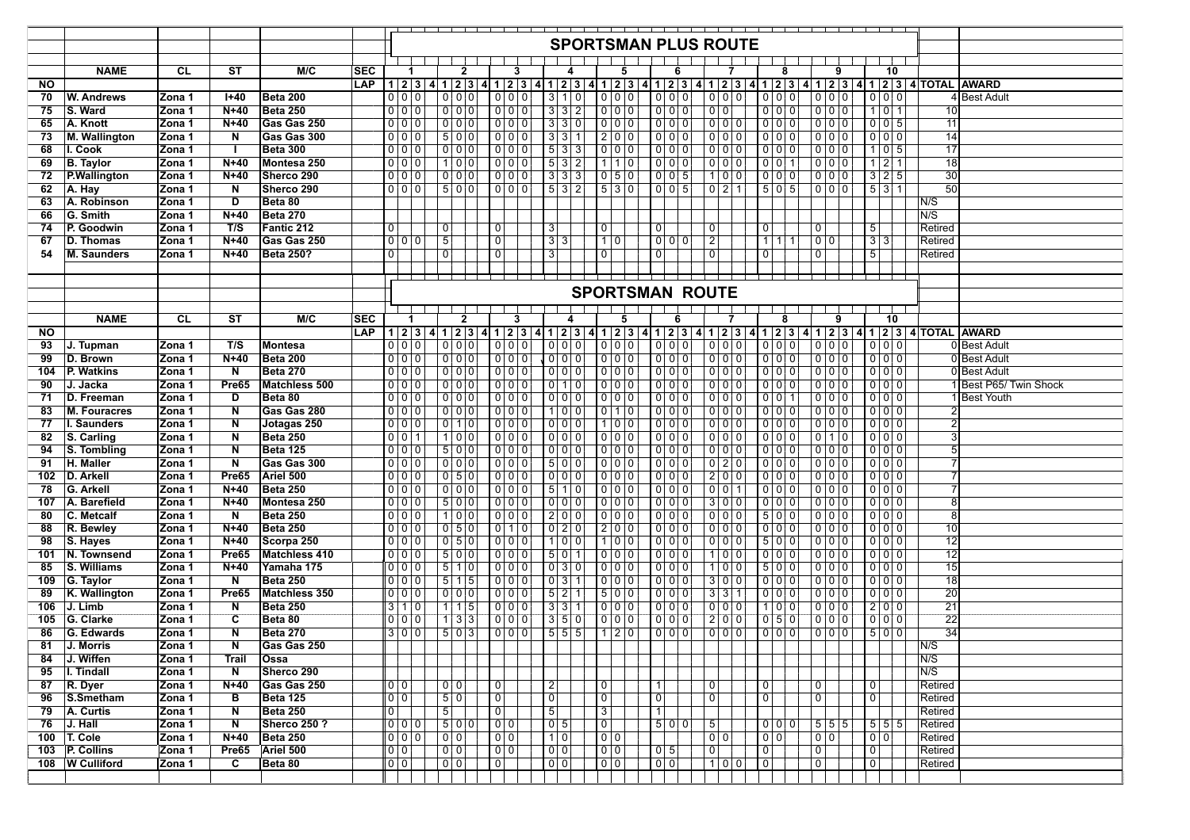## SPORTSMAN PLUS ROUTE

Scores shown per section as lap 1, 2, 3, 4.

| NO | NAME | CL | ST | M/C | 1 | 2 | 3 | 4 | 5 | 6 | 7 | 8 | 9 | 10 | TOTAL | AWARD |
|---|---|---|---|---|---|---|---|---|---|---|---|---|---|---|---|---|
| 70 | W. Andrews | Zona 1 | I+40 | Beta 200 | 0 0 0 | 0 0 0 | 0 0 0 | 3 1 0 | 0 0 0 | 0 0 0 | 0 0 0 | 0 0 0 | 0 0 0 | 0 0 0 | 4 | Best Adult |
| 75 | S. Ward | Zona 1 | N+40 | Beta 250 | 0 0 0 | 0 0 0 | 0 0 0 | 3 3 2 | 0 0 0 | 0 0 0 | 0 0 | 0 0 0 | 0 0 0 | 1 0 1 | 10 | |
| 65 | A. Knott | Zona 1 | N+40 | Gas Gas 250 | 0 0 0 | 0 0 0 | 0 0 0 | 3 3 0 | 0 0 0 | 0 0 0 | 0 0 0 | 0 0 0 | 0 0 0 | 0 0 5 | 11 | |
| 73 | M. Wallington | Zona 1 | N | Gas Gas 300 | 0 0 0 | 5 0 0 | 0 0 0 | 3 3 1 | 2 0 0 | 0 0 0 | 0 0 0 | 0 0 0 | 0 0 0 | 0 0 0 | 14 | |
| 68 | I. Cook | Zona 1 | I | Beta 300 | 0 0 0 | 0 0 0 | 0 0 0 | 5 3 3 | 0 0 0 | 0 0 0 | 0 0 0 | 0 0 0 | 0 0 0 | 1 0 5 | 17 | |
| 69 | B. Taylor | Zona 1 | N+40 | Montesa 250 | 0 0 0 | 1 0 0 | 0 0 0 | 5 3 2 | 1 1 0 | 0 0 0 | 0 0 0 | 0 0 1 | 0 0 0 | 1 2 1 | 18 | |
| 72 | P.Wallington | Zona 1 | N+40 | Sherco 290 | 0 0 0 | 0 0 0 | 0 0 0 | 3 3 3 | 0 5 0 | 0 0 5 | 1 0 0 | 0 0 0 | 0 0 0 | 3 2 5 | 30 | |
| 62 | A. Hay | Zona 1 | N | Sherco 290 | 0 0 0 | 5 0 0 | 0 0 0 | 5 3 2 | 5 3 0 | 0 0 5 | 0 2 1 | 5 0 5 | 0 0 0 | 5 3 1 | 50 | |
| 63 | A. Robinson | Zona 1 | D | Beta 80 | | | | | | | | | | | N/S | |
| 66 | G. Smith | Zona 1 | N+40 | Beta 270 | | | | | | | | | | | N/S | |
| 74 | P. Goodwin | Zona 1 | T/S | Fantic 212 | 0 | 0 | 0 | 3 | 0 | 0 | 0 | 0 | 0 | 5 | Retired | |
| 67 | D. Thomas | Zona 1 | N+40 | Gas Gas 250 | 0 0 0 | 5 | 0 | 3 3 | 1 0 | 0 0 0 | 2 | 1 1 1 | 0 0 | 3 3 | Retired | |
| 54 | M. Saunders | Zona 1 | N+40 | Beta 250? | 0 | 0 | 0 | 3 | 0 | 0 | 0 | 0 | 0 | 5 | Retired | |

## SPORTSMAN ROUTE

| NO | NAME | CL | ST | M/C | 1 | 2 | 3 | 4 | 5 | 6 | 7 | 8 | 9 | 10 | TOTAL | AWARD |
|---|---|---|---|---|---|---|---|---|---|---|---|---|---|---|---|---|
| 93 | J. Tupman | Zona 1 | T/S | Montesa | 0 0 0 | 0 0 0 | 0 0 0 | 0 0 0 | 0 0 0 | 0 0 0 | 0 0 0 | 0 0 0 | 0 0 0 | 0 0 0 | 0 | Best Adult |
| 99 | D. Brown | Zona 1 | N+40 | Beta 200 | 0 0 0 | 0 0 0 | 0 0 0 | 0 0 0 | 0 0 0 | 0 0 0 | 0 0 0 | 0 0 0 | 0 0 0 | 0 0 0 | 0 | Best Adult |
| 104 | P. Watkins | Zona 1 | N | Beta 270 | 0 0 0 | 0 0 0 | 0 0 0 | 0 0 0 | 0 0 0 | 0 0 0 | 0 0 0 | 0 0 0 | 0 0 0 | 0 0 0 | 0 | Best Adult |
| 90 | J. Jacka | Zona 1 | Pre65 | Matchless 500 | 0 0 0 | 0 0 0 | 0 0 0 | 0 1 0 | 0 0 0 | 0 0 0 | 0 0 0 | 0 0 0 | 0 0 0 | 0 0 0 | 1 | Best P65/ Twin Shock |
| 71 | D. Freeman | Zona 1 | D | Beta 80 | 0 0 0 | 0 0 0 | 0 0 0 | 0 0 0 | 0 0 0 | 0 0 0 | 0 0 0 | 0 0 1 | 0 0 0 | 0 0 0 | 1 | Best Youth |
| 83 | M. Fouracres | Zona 1 | N | Gas Gas 280 | 0 0 0 | 0 0 0 | 0 0 0 | 1 0 0 | 0 1 0 | 0 0 0 | 0 0 0 | 0 0 0 | 0 0 0 | 0 0 0 | 2 | |
| 77 | I. Saunders | Zona 1 | N | Jotagas 250 | 0 0 0 | 0 1 0 | 0 0 0 | 0 0 0 | 1 0 0 | 0 0 0 | 0 0 0 | 0 0 0 | 0 0 0 | 0 0 0 | 2 | |
| 82 | S. Carling | Zona 1 | N | Beta 250 | 0 0 1 | 1 0 0 | 0 0 0 | 0 0 0 | 0 0 0 | 0 0 0 | 0 0 0 | 0 0 0 | 0 1 0 | 0 0 0 | 3 | |
| 94 | S. Tombling | Zona 1 | N | Beta 125 | 0 0 0 | 5 0 0 | 0 0 0 | 0 0 0 | 0 0 0 | 0 0 0 | 0 0 0 | 0 0 0 | 0 0 0 | 0 0 0 | 5 | |
| 91 | H. Maller | Zona 1 | N | Gas Gas 300 | 0 0 0 | 0 0 0 | 0 0 0 | 5 0 0 | 0 0 0 | 0 0 0 | 0 2 0 | 0 0 0 | 0 0 0 | 0 0 0 | 7 | |
| 102 | D. Arkell | Zona 1 | Pre65 | Ariel 500 | 0 0 0 | 0 5 0 | 0 0 0 | 0 0 0 | 0 0 0 | 0 0 0 | 2 0 0 | 0 0 0 | 0 0 0 | 0 0 0 | 7 | |
| 78 | G. Arkell | Zona 1 | N+40 | Beta 250 | 0 0 0 | 0 0 0 | 0 0 0 | 5 1 0 | 0 0 0 | 0 0 0 | 0 0 1 | 0 0 0 | 0 0 0 | 0 0 0 | 7 | |
| 107 | A. Barefield | Zona 1 | N+40 | Montesa 250 | 0 0 0 | 5 0 0 | 0 0 0 | 0 0 0 | 0 0 0 | 0 0 0 | 3 0 0 | 0 0 0 | 0 0 0 | 0 0 0 | 8 | |
| 80 | C. Metcalf | Zona 1 | N | Beta 250 | 0 0 0 | 1 0 0 | 0 0 0 | 2 0 0 | 0 0 0 | 0 0 0 | 0 0 0 | 5 0 0 | 0 0 0 | 0 0 0 | 8 | |
| 88 | R. Bewley | Zona 1 | N+40 | Beta 250 | 0 0 0 | 0 5 0 | 0 1 0 | 0 2 0 | 2 0 0 | 0 0 0 | 0 0 0 | 0 0 0 | 0 0 0 | 0 0 0 | 10 | |
| 98 | S. Hayes | Zona 1 | N+40 | Scorpa 250 | 0 0 0 | 0 5 0 | 0 0 0 | 1 0 0 | 1 0 0 | 0 0 0 | 0 0 0 | 5 0 0 | 0 0 0 | 0 0 0 | 12 | |
| 101 | N. Townsend | Zona 1 | Pre65 | Matchless 410 | 0 0 0 | 5 0 0 | 0 0 0 | 5 0 1 | 0 0 0 | 0 0 0 | 1 0 0 | 0 0 0 | 0 0 0 | 0 0 0 | 12 | |
| 85 | S. Williams | Zona 1 | N+40 | Yamaha 175 | 0 0 0 | 5 1 0 | 0 0 0 | 0 3 0 | 0 0 0 | 0 0 0 | 1 0 0 | 5 0 0 | 0 0 0 | 0 0 0 | 15 | |
| 109 | G. Taylor | Zona 1 | N | Beta 250 | 0 0 0 | 5 1 5 | 0 0 0 | 0 3 1 | 0 0 0 | 0 0 0 | 3 0 0 | 0 0 0 | 0 0 0 | 0 0 0 | 18 | |
| 89 | K. Wallington | Zona 1 | Pre65 | Matchless 350 | 0 0 0 | 0 0 0 | 0 0 0 | 5 2 1 | 5 0 0 | 0 0 0 | 3 3 1 | 0 0 0 | 0 0 0 | 0 0 0 | 20 | |
| 106 | J. Limb | Zona 1 | N | Beta 250 | 3 1 0 | 1 1 5 | 0 0 0 | 3 3 1 | 0 0 0 | 0 0 0 | 0 0 0 | 1 0 0 | 0 0 0 | 2 0 0 | 21 | |
| 105 | G. Clarke | Zona 1 | C | Beta 80 | 0 0 0 | 1 3 3 | 0 0 0 | 3 5 0 | 0 0 0 | 0 0 0 | 2 0 0 | 0 5 0 | 0 0 0 | 0 0 0 | 22 | |
| 86 | G. Edwards | Zona 1 | N | Beta 270 | 3 0 0 | 5 0 3 | 0 0 0 | 5 5 5 | 1 2 0 | 0 0 0 | 0 0 0 | 0 0 0 | 0 0 0 | 5 0 0 | 34 | |
| 81 | J. Morris | Zona 1 | N | Gas Gas 250 | | | | | | | | | | | N/S | |
| 84 | J. Wiffen | Zona 1 | Trail | Ossa | | | | | | | | | | | N/S | |
| 95 | I. Tindall | Zona 1 | N | Sherco 290 | | | | | | | | | | | N/S | |
| 87 | R. Dyer | Zona 1 | N+40 | Gas Gas 250 | 0 0 | 0 0 | 0 | 2 | 0 | 1 | 0 | 0 | 0 | 0 | Retired | |
| 96 | S.Smetham | Zona 1 | B | Beta 125 | 0 0 | 5 0 | 0 | 0 | 0 | 0 | 0 | 0 | 0 | 0 | Retired | |
| 79 | A. Curtis | Zona 1 | N | Beta 250 | 0 | 5 | 0 | 5 | 3 | 1 | | | | | Retired | |
| 76 | J. Hall | Zona 1 | N | Sherco 250 ? | 0 0 0 | 5 0 0 | 0 0 | 0 5 | 0 | 5 0 0 | 5 | 0 0 0 | 5 5 5 | 5 5 5 | Retired | |
| 100 | T. Cole | Zona 1 | N+40 | Beta 250 | 0 0 0 | 0 0 | 0 0 | 1 0 | 0 0 | | 0 0 | 0 0 | 0 0 | 0 0 | Retired | |
| 103 | P. Collins | Zona 1 | Pre65 | Ariel 500 | 0 0 | 0 0 | 0 0 | 0 0 | 0 0 | 0 5 | 0 | 0 | 0 | 0 | Retired | |
| 108 | W Culliford | Zona 1 | C | Beta 80 | 0 0 | 0 0 | 0 | 0 0 | 0 0 | 0 0 | 1 0 0 | 0 | 0 | 0 | Retired | |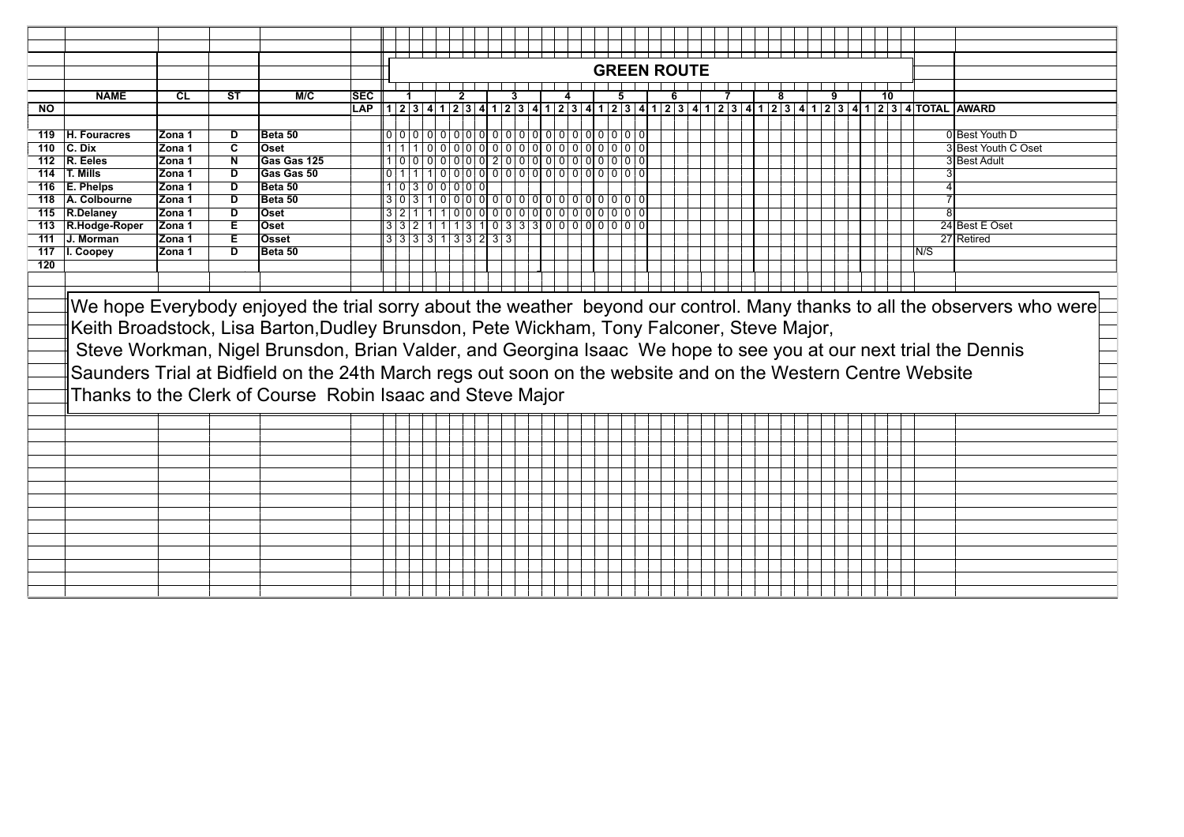| | NAME | CL | ST | M/C | SEC | 1 | | | | 2 | | | | 3 | | | | 4 | | | | 5 | | | | 6 | | | | 7 | | | | 8 | | | | 9 | | | | 10 | | | | | |
|---|---|---|---|---|---|---|---|---|---|---|---|---|---|---|---|---|---|---|---|---|---|---|---|---|---|---|---|---|---|---|---|---|---|---|---|---|---|---|---|---|---|---|---|---|---|---|---|
| NO | | | | | LAP | 1 | 2 | 3 | 4 | 1 | 2 | 3 | 4 | 1 | 2 | 3 | 4 | 1 | 2 | 3 | 4 | 1 | 2 | 3 | 4 | 1 | 2 | 3 | 4 | 1 | 2 | 3 | 4 | 1 | 2 | 3 | 4 | 1 | 2 | 3 | 4 | 1 | 2 | 3 | 4 | TOTAL | AWARD |
| 119 | H. Fouracres | Zona 1 | D | Beta 50 | | 0 | 0 | 0 | 0 | 0 | 0 | 0 | 0 | 0 | 0 | 0 | 0 | 0 | 0 | 0 | 0 | 0 | 0 | 0 | 0 | | | | | | | | | | | | | | | | | | | | | 0 | Best Youth D |
| 110 | C. Dix | Zona 1 | C | Oset | | 1 | 1 | 1 | 0 | 0 | 0 | 0 | 0 | 0 | 0 | 0 | 0 | 0 | 0 | 0 | 0 | 0 | 0 | 0 | 0 | | | | | | | | | | | | | | | | | | | | | 3 | Best Youth C Oset |
| 112 | R. Eeles | Zona 1 | N | Gas Gas 125 | | 1 | 0 | 0 | 0 | 0 | 0 | 0 | 0 | 2 | 0 | 0 | 0 | 0 | 0 | 0 | 0 | 0 | 0 | 0 | 0 | | | | | | | | | | | | | | | | | | | | | 3 | Best Adult |
| 114 | T. Mills | Zona 1 | D | Gas Gas 50 | | 0 | 1 | 1 | 1 | 0 | 0 | 0 | 0 | 0 | 0 | 0 | 0 | 0 | 0 | 0 | 0 | 0 | 0 | 0 | 0 | | | | | | | | | | | | | | | | | | | | | 3 | |
| 116 | E. Phelps | Zona 1 | D | Beta 50 | | 1 | 0 | 3 | 0 | 0 | 0 | 0 | 0 | | | | | | | | | | | | | | | | | | | | | | | | | | | | | | | | | 4 | |
| 118 | A. Colbourne | Zona 1 | D | Beta 50 | | 3 | 0 | 3 | 1 | 0 | 0 | 0 | 0 | 0 | 0 | 0 | 0 | 0 | 0 | 0 | 0 | 0 | 0 | 0 | 0 | | | | | | | | | | | | | | | | | | | | | 7 | |
| 115 | R.Delaney | Zona 1 | D | Oset | | 3 | 2 | 1 | 1 | 1 | 0 | 0 | 0 | 0 | 0 | 0 | 0 | 0 | 0 | 0 | 0 | 0 | 0 | 0 | 0 | | | | | | | | | | | | | | | | | | | | | 8 | |
| 113 | R.Hodge-Roper | Zona 1 | E | Oset | | 3 | 3 | 2 | 1 | 1 | 1 | 3 | 1 | 0 | 3 | 3 | 3 | 0 | 0 | 0 | 0 | 0 | 0 | 0 | 0 | | | | | | | | | | | | | | | | | | | | | 24 | Best E Oset |
| 111 | J. Morman | Zona 1 | E | Osset | | 3 | 3 | 3 | 3 | 1 | 3 | 3 | 2 | 3 | 3 | | | | | | | | | | | | | | | | | | | | | | | | | | | | | | | 27 | Retired |
| 117 | I. Coopey | Zona 1 | D | Beta 50 | | | | | | | | | | | | | | | | | | | | | | | | | | | | | | | | | | | | | | | | | | N/S | |
| 120 | | | | | | | | | | | | | | | | | | | | | | | | | | | | | | | | | | | | | | | | | | | | | | | |

We hope Everybody enjoyed the trial sorry about the weather beyond our control. Many thanks to all the observers who were Keith Broadstock, Lisa Barton,Dudley Brunsdon, Pete Wickham, Tony Falconer, Steve Major, Steve Workman, Nigel Brunsdon, Brian Valder, and Georgina Isaac We hope to see you at our next trial the Dennis Saunders Trial at Bidfield on the 24th March regs out soon on the website and on the Western Centre Website

Thanks to the Clerk of Course Robin Isaac and Steve Major